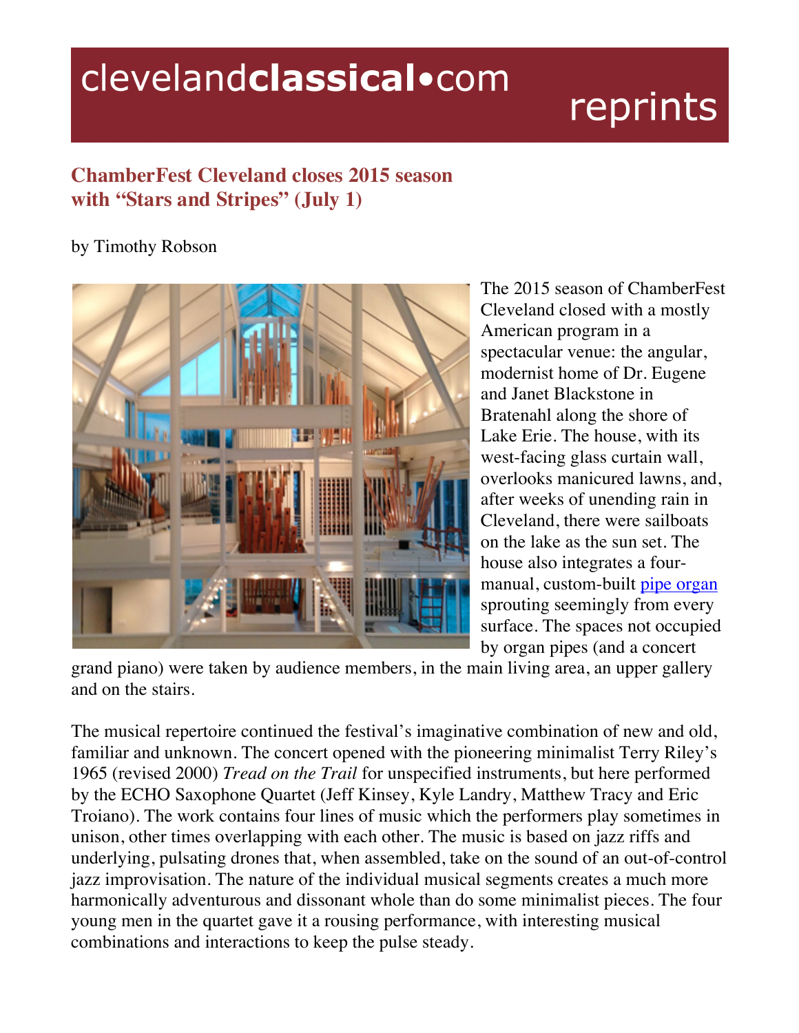clevelandclassical•com reprints

## ChamberFest Cleveland closes 2015 season with "Stars and Stripes" (July 1)

by Timothy Robson

The 2015 season of ChamberFest Cleveland closed with a mostly American program in a spectacular venue: the angular, modernist home of Dr. Eugene and Janet Blackstone in Bratenahl along the shore of Lake Erie. The house, with its west-facing glass curtain wall, overlooks manicured lawns, and, after weeks of unending rain in Cleveland, there were sailboats on the lake as the sun set. The house also integrates a four-manual, custom-built pipe organ sprouting seemingly from every surface. The spaces not occupied by organ pipes (and a concert grand piano) were taken by audience members, in the main living area, an upper gallery and on the stairs.

The musical repertoire continued the festival's imaginative combination of new and old, familiar and unknown. The concert opened with the pioneering minimalist Terry Riley's 1965 (revised 2000) *Tread on the Trail* for unspecified instruments, but here performed by the ECHO Saxophone Quartet (Jeff Kinsey, Kyle Landry, Matthew Tracy and Eric Troiano). The work contains four lines of music which the performers play sometimes in unison, other times overlapping with each other. The music is based on jazz riffs and underlying, pulsating drones that, when assembled, take on the sound of an out-of-control jazz improvisation. The nature of the individual musical segments creates a much more harmonically adventurous and dissonant whole than do some minimalist pieces. The four young men in the quartet gave it a rousing performance, with interesting musical combinations and interactions to keep the pulse steady.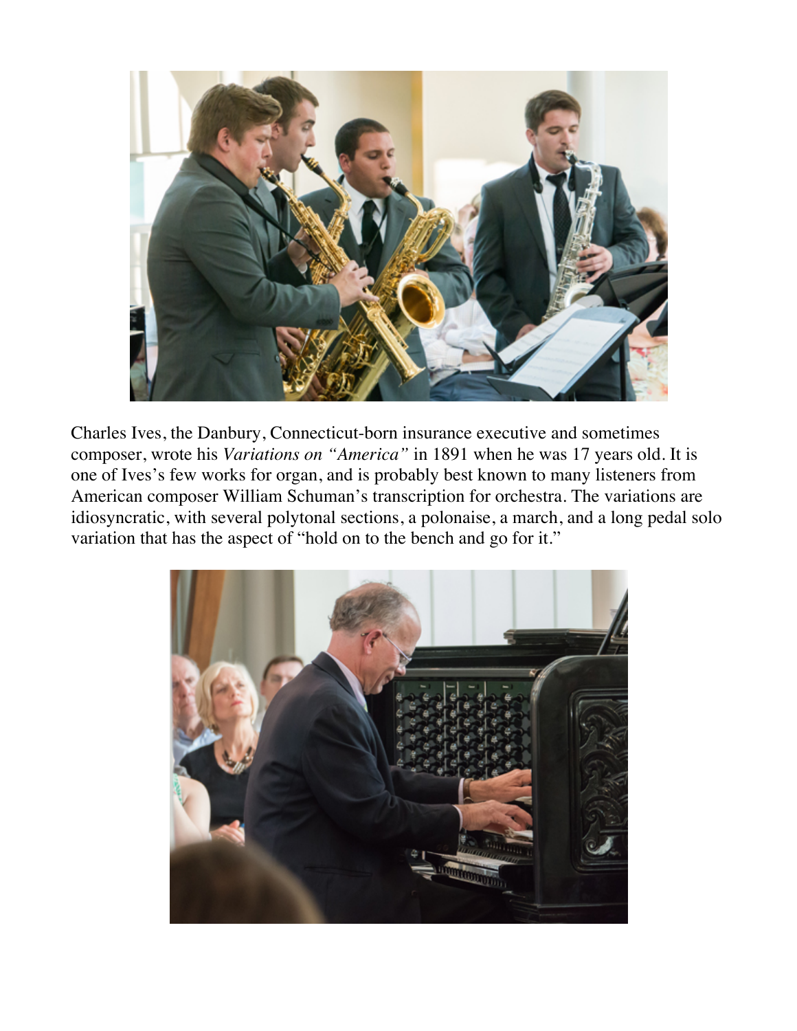Charles Ives, the Danbury, Connecticut-born insurance executive and sometimes composer, wrote his *Variations on "America"* in 1891 when he was 17 years old. It is one of Ives's few works for organ, and is probably best known to many listeners from American composer William Schuman's transcription for orchestra. The variations are idiosyncratic, with several polytonal sections, a polonaise, a march, and a long pedal solo variation that has the aspect of "hold on to the bench and go for it."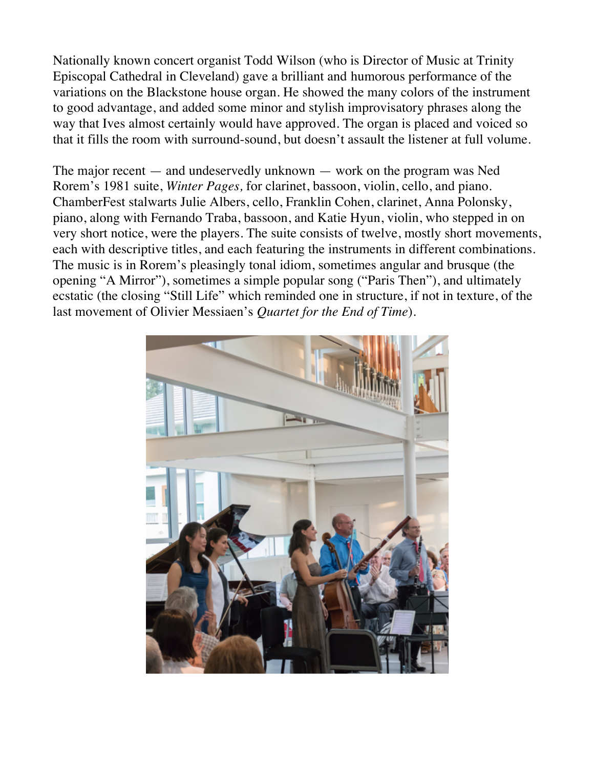Nationally known concert organist Todd Wilson (who is Director of Music at Trinity Episcopal Cathedral in Cleveland) gave a brilliant and humorous performance of the variations on the Blackstone house organ. He showed the many colors of the instrument to good advantage, and added some minor and stylish improvisatory phrases along the way that Ives almost certainly would have approved. The organ is placed and voiced so that it fills the room with surround-sound, but doesn't assault the listener at full volume.

The major recent — and undeservedly unknown — work on the program was Ned Rorem's 1981 suite, *Winter Pages,* for clarinet, bassoon, violin, cello, and piano. ChamberFest stalwarts Julie Albers, cello, Franklin Cohen, clarinet, Anna Polonsky, piano, along with Fernando Traba, bassoon, and Katie Hyun, violin, who stepped in on very short notice, were the players. The suite consists of twelve, mostly short movements, each with descriptive titles, and each featuring the instruments in different combinations. The music is in Rorem's pleasingly tonal idiom, sometimes angular and brusque (the opening "A Mirror"), sometimes a simple popular song ("Paris Then"), and ultimately ecstatic (the closing "Still Life" which reminded one in structure, if not in texture, of the last movement of Olivier Messiaen's *Quartet for the End of Time*).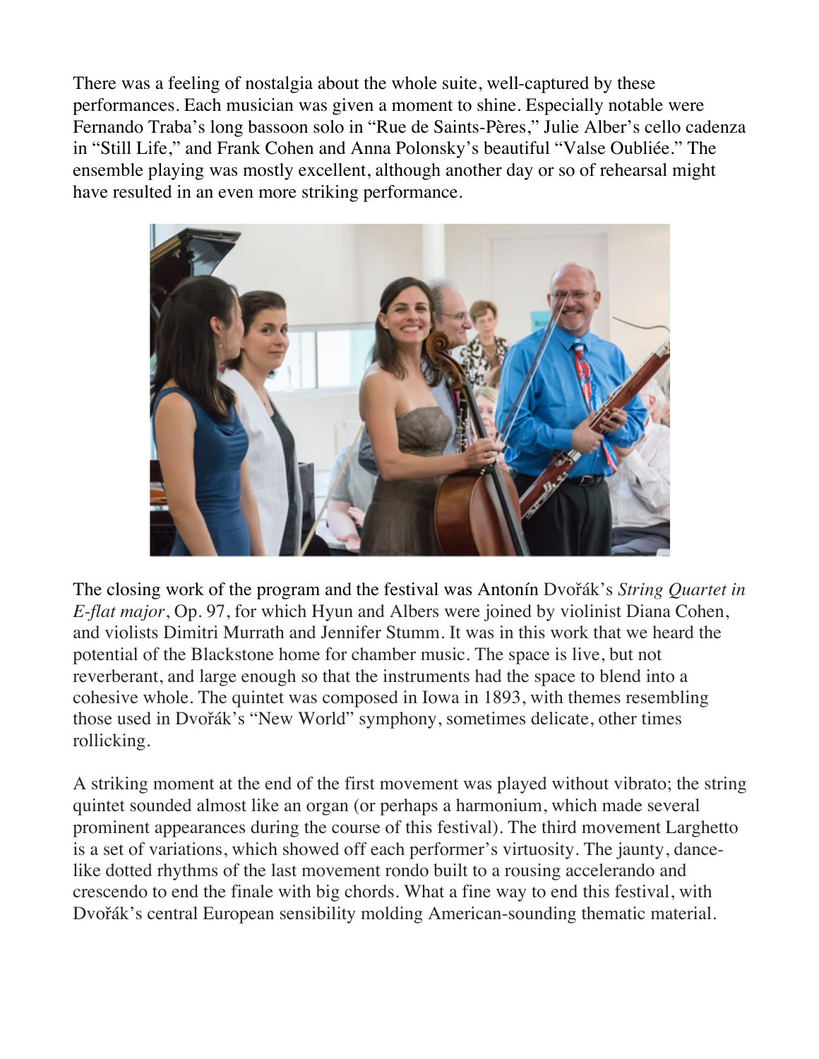There was a feeling of nostalgia about the whole suite, well-captured by these performances. Each musician was given a moment to shine. Especially notable were Fernando Traba's long bassoon solo in "Rue de Saints-Pères," Julie Alber's cello cadenza in "Still Life," and Frank Cohen and Anna Polonsky's beautiful "Valse Oubliée." The ensemble playing was mostly excellent, although another day or so of rehearsal might have resulted in an even more striking performance.

The closing work of the program and the festival was Antonín Dvořák's *String Quartet in E-flat major*, Op. 97, for which Hyun and Albers were joined by violinist Diana Cohen, and violists Dimitri Murrath and Jennifer Stumm. It was in this work that we heard the potential of the Blackstone home for chamber music. The space is live, but not reverberant, and large enough so that the instruments had the space to blend into a cohesive whole. The quintet was composed in Iowa in 1893, with themes resembling those used in Dvořák's "New World" symphony, sometimes delicate, other times rollicking.

A striking moment at the end of the first movement was played without vibrato; the string quintet sounded almost like an organ (or perhaps a harmonium, which made several prominent appearances during the course of this festival). The third movement Larghetto is a set of variations, which showed off each performer's virtuosity. The jaunty, dance-like dotted rhythms of the last movement rondo built to a rousing accelerando and crescendo to end the finale with big chords. What a fine way to end this festival, with Dvořák's central European sensibility molding American-sounding thematic material.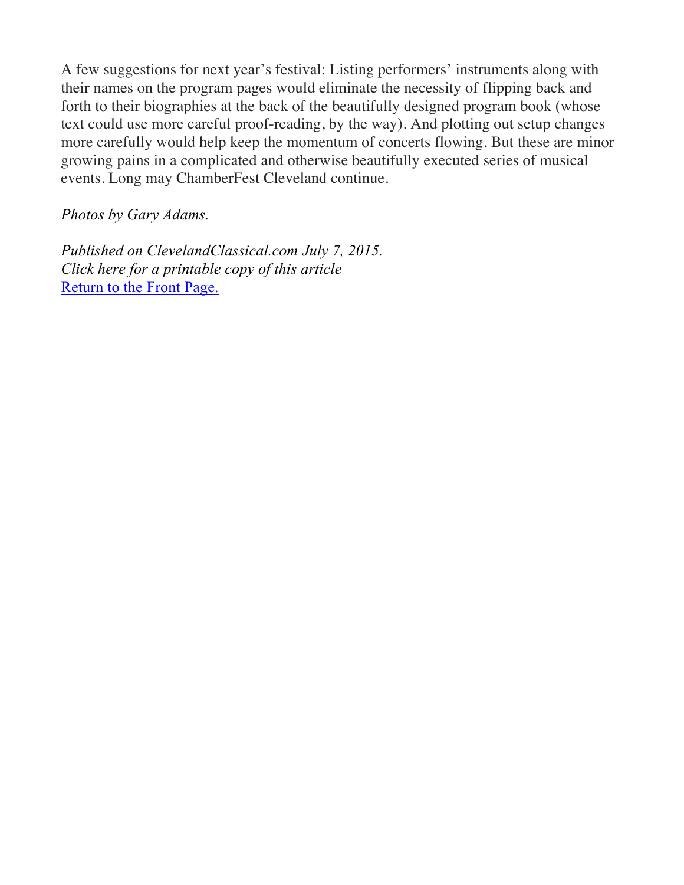A few suggestions for next year's festival: Listing performers' instruments along with their names on the program pages would eliminate the necessity of flipping back and forth to their biographies at the back of the beautifully designed program book (whose text could use more careful proof-reading, by the way). And plotting out setup changes more carefully would help keep the momentum of concerts flowing. But these are minor growing pains in a complicated and otherwise beautifully executed series of musical events. Long may ChamberFest Cleveland continue.

*Photos by Gary Adams.*

*Published on ClevelandClassical.com July 7, 2015.*
*Click here for a printable copy of this article*
Return to the Front Page.